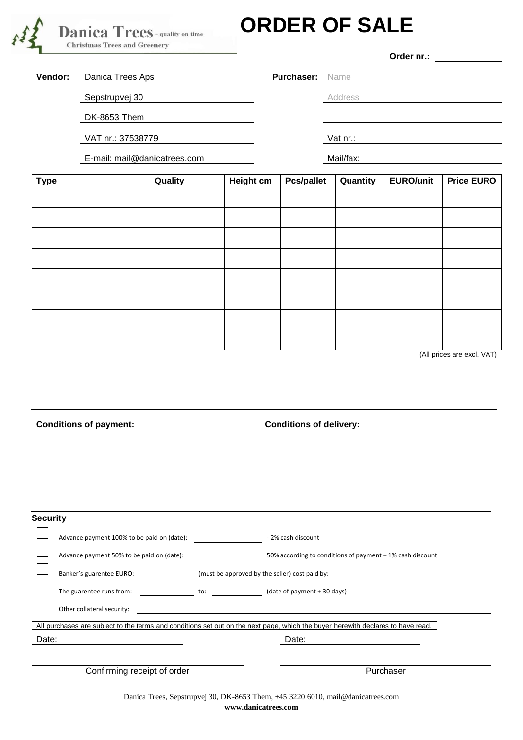Danica Trees - quality on time
Christmas Trees and Greenery

# ORDER OF SALE

**Order nr.:** ____________

**Vendor:** Danica Trees Aps
Sepstrupvej 30
DK-8653 Them
VAT nr.: 37538779
E-mail: mail@danicatrees.com

**Purchaser:** Name
Address

Vat nr.:
Mail/fax:

| Type | Quality | Height cm | Pcs/pallet | Quantity | EURO/unit | Price EURO |
|---|---|---|---|---|---|---|
| | | | | | | |
| | | | | | | |
| | | | | | | |
| | | | | | | |
| | | | | | | |
| | | | | | | |
| | | | | | | |
| | | | | | | |

(All prices are excl. VAT)

| Conditions of payment: | Conditions of delivery: |
|---|---|
| | |
| | |
| | |
| | |

**Security**

☐ Advance payment 100% to be paid on (date): ____________ - 2% cash discount

☐ Advance payment 50% to be paid on (date): ____________ 50% according to conditions of payment – 1% cash discount

☐ Banker's guarentee EURO: ____________ (must be approved by the seller) cost paid by: ____________

The guarentee runs from: ____________ to: ____________ (date of payment + 30 days)

☐ Other collateral security: ____________

All purchases are subject to the terms and conditions set out on the next page, which the buyer herewith declares to have read.

Date: ____________ Date: ____________

Confirming receipt of order Purchaser

Danica Trees, Sepstrupvej 30, DK-8653 Them, +45 3220 6010, mail@danicatrees.com
**www.danicatrees.com**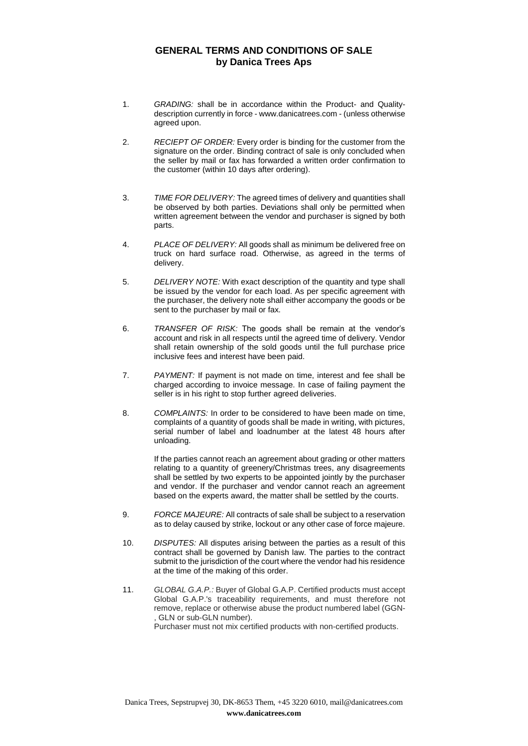# GENERAL TERMS AND CONDITIONS OF SALE
## by Danica Trees Aps

1. *GRADING:* shall be in accordance within the Product- and Quality-description currently in force - www.danicatrees.com - (unless otherwise agreed upon.

2. *RECIEPT OF ORDER:* Every order is binding for the customer from the signature on the order. Binding contract of sale is only concluded when the seller by mail or fax has forwarded a written order confirmation to the customer (within 10 days after ordering).

3. *TIME FOR DELIVERY:* The agreed times of delivery and quantities shall be observed by both parties. Deviations shall only be permitted when written agreement between the vendor and purchaser is signed by both parts.

4. *PLACE OF DELIVERY:* All goods shall as minimum be delivered free on truck on hard surface road. Otherwise, as agreed in the terms of delivery.

5. *DELIVERY NOTE:* With exact description of the quantity and type shall be issued by the vendor for each load. As per specific agreement with the purchaser, the delivery note shall either accompany the goods or be sent to the purchaser by mail or fax.

6. *TRANSFER OF RISK:* The goods shall be remain at the vendor's account and risk in all respects until the agreed time of delivery. Vendor shall retain ownership of the sold goods until the full purchase price inclusive fees and interest have been paid.

7. *PAYMENT:* If payment is not made on time, interest and fee shall be charged according to invoice message. In case of failing payment the seller is in his right to stop further agreed deliveries.

8. *COMPLAINTS:* In order to be considered to have been made on time, complaints of a quantity of goods shall be made in writing, with pictures, serial number of label and loadnumber at the latest 48 hours after unloading.

   If the parties cannot reach an agreement about grading or other matters relating to a quantity of greenery/Christmas trees, any disagreements shall be settled by two experts to be appointed jointly by the purchaser and vendor. If the purchaser and vendor cannot reach an agreement based on the experts award, the matter shall be settled by the courts.

9. *FORCE MAJEURE:* All contracts of sale shall be subject to a reservation as to delay caused by strike, lockout or any other case of force majeure.

10. *DISPUTES:* All disputes arising between the parties as a result of this contract shall be governed by Danish law. The parties to the contract submit to the jurisdiction of the court where the vendor had his residence at the time of the making of this order.

11. *GLOBAL G.A.P.:* Buyer of Global G.A.P. Certified products must accept Global G.A.P.'s traceability requirements, and must therefore not remove, replace or otherwise abuse the product numbered label (GGN-, GLN or sub-GLN number).
    Purchaser must not mix certified products with non-certified products.

Danica Trees, Sepstrupvej 30, DK-8653 Them, +45 3220 6010, mail@danicatrees.com
**www.danicatrees.com**